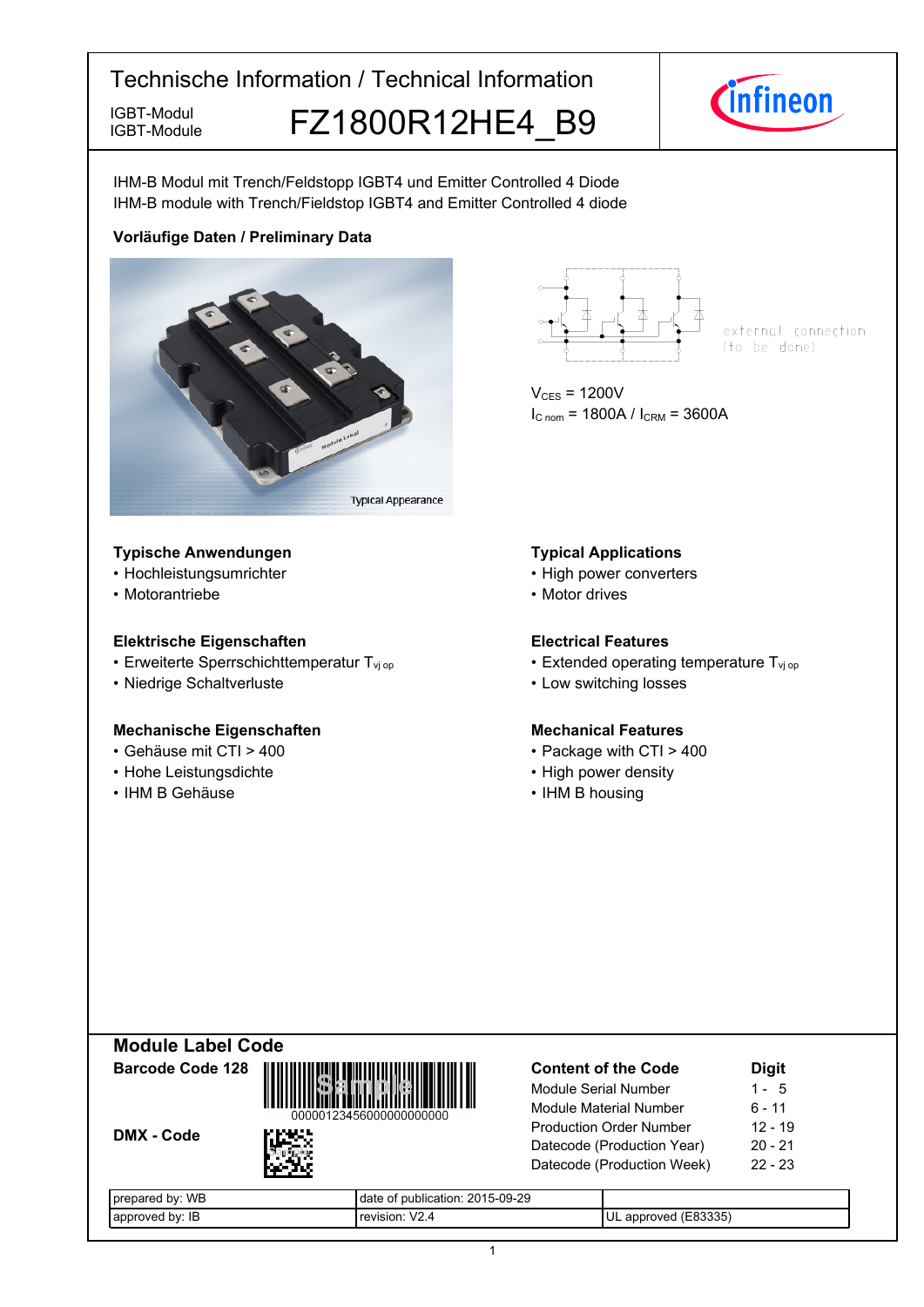# Technische Information / Technical Information

IGBT-Modul
IGBT-Module

## FZ1800R12HE4_B9

IHM-B Modul mit Trench/Feldstopp IGBT4 und Emitter Controlled 4 Diode
IHM-B module with Trench/Fieldstop IGBT4 and Emitter Controlled 4 diode

**Vorläufige Daten / Preliminary Data**

Typical Appearance

external connection (to be done)

$V_{CES}$ = 1200V
$I_{C\ nom}$ = 1800A / $I_{CRM}$ = 3600A

### Typische Anwendungen
- Hochleistungsumrichter
- Motorantriebe

### Typical Applications
- High power converters
- Motor drives

### Elektrische Eigenschaften
- Erweiterte Sperrschichttemperatur $T_{vj\ op}$
- Niedrige Schaltverluste

### Electrical Features
- Extended operating temperature $T_{vj\ op}$
- Low switching losses

### Mechanische Eigenschaften
- Gehäuse mit CTI > 400
- Hohe Leistungsdichte
- IHM B Gehäuse

### Mechanical Features
- Package with CTI > 400
- High power density
- IHM B housing

## Module Label Code

**Barcode Code 128**

00000123456000000000000

**DMX - Code**

| Content of the Code | Digit |
|---|---|
| Module Serial Number | 1 - 5 |
| Module Material Number | 6 - 11 |
| Production Order Number | 12 - 19 |
| Datecode (Production Year) | 20 - 21 |
| Datecode (Production Week) | 22 - 23 |

| prepared by: WB | date of publication: 2015-09-29 | |
|---|---|---|
| approved by: IB | revision: V2.4 | UL approved (E83335) |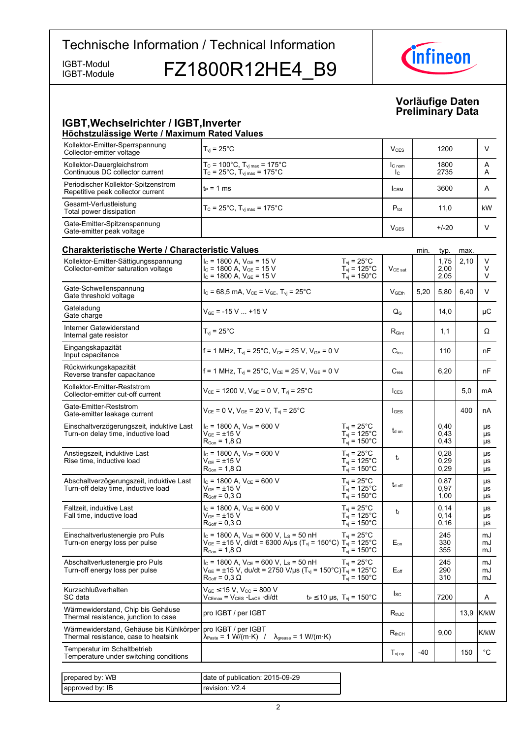# Technische Information / Technical Information

IGBT-Modul
IGBT-Module

# FZ1800R12HE4_B9

**Vorläufige Daten**
**Preliminary Data**

## IGBT,Wechselrichter / IGBT,Inverter

### Höchstzulässige Werte / Maximum Rated Values

| | | | | |
|---|---|---|---|---|
| Kollektor-Emitter-Sperrspannung<br>Collector-emitter voltage | $T_{vj}$ = 25°C | $V_{CES}$ | 1200 | V |
| Kollektor-Dauergleichstrom<br>Continuous DC collector current | $T_C$ = 100°C, $T_{vj\,max}$ = 175°C<br>$T_C$ = 25°C, $T_{vj\,max}$ = 175°C | $I_{C\,nom}$<br>$I_C$ | 1800<br>2735 | A<br>A |
| Periodischer Kollektor-Spitzenstrom<br>Repetitive peak collector current | $t_P$ = 1 ms | $I_{CRM}$ | 3600 | A |
| Gesamt-Verlustleistung<br>Total power dissipation | $T_C$ = 25°C, $T_{vj\,max}$ = 175°C | $P_{tot}$ | 11,0 | kW |
| Gate-Emitter-Spitzenspannung<br>Gate-emitter peak voltage | | $V_{GES}$ | +/-20 | V |

### Charakteristische Werte / Characteristic Values

| | | | | min. | typ. | max. | |
|---|---|---|---|---|---|---|---|
| Kollektor-Emitter-Sättigungsspannung<br>Collector-emitter saturation voltage | $I_C$ = 1800 A, $V_{GE}$ = 15 V<br>$I_C$ = 1800 A, $V_{GE}$ = 15 V<br>$I_C$ = 1800 A, $V_{GE}$ = 15 V | $T_{vj}$ = 25°C<br>$T_{vj}$ = 125°C<br>$T_{vj}$ = 150°C | $V_{CE\,sat}$ | | 1,75<br>2,00<br>2,05 | 2,10 | V<br>V<br>V |
| Gate-Schwellenspannung<br>Gate threshold voltage | $I_C$ = 68,5 mA, $V_{CE}$ = $V_{GE}$, $T_{vj}$ = 25°C | | $V_{GEth}$ | 5,20 | 5,80 | 6,40 | V |
| Gateladung<br>Gate charge | $V_{GE}$ = -15 V ... +15 V | | $Q_G$ | | 14,0 | | µC |
| Interner Gatewiderstand<br>Internal gate resistor | $T_{vj}$ = 25°C | | $R_{Gint}$ | | 1,1 | | Ω |
| Eingangskapazität<br>Input capacitance | f = 1 MHz, $T_{vj}$ = 25°C, $V_{CE}$ = 25 V, $V_{GE}$ = 0 V | | $C_{ies}$ | | 110 | | nF |
| Rückwirkungskapazität<br>Reverse transfer capacitance | f = 1 MHz, $T_{vj}$ = 25°C, $V_{CE}$ = 25 V, $V_{GE}$ = 0 V | | $C_{res}$ | | 6,20 | | nF |
| Kollektor-Emitter-Reststrom<br>Collector-emitter cut-off current | $V_{CE}$ = 1200 V, $V_{GE}$ = 0 V, $T_{vj}$ = 25°C | | $I_{CES}$ | | | 5,0 | mA |
| Gate-Emitter-Reststrom<br>Gate-emitter leakage current | $V_{CE}$ = 0 V, $V_{GE}$ = 20 V, $T_{vj}$ = 25°C | | $I_{GES}$ | | | 400 | nA |
| Einschaltverzögerungszeit, induktive Last<br>Turn-on delay time, inductive load | $I_C$ = 1800 A, $V_{CE}$ = 600 V<br>$V_{GE}$ = ±15 V<br>$R_{Gon}$ = 1,8 Ω | $T_{vj}$ = 25°C<br>$T_{vj}$ = 125°C<br>$T_{vj}$ = 150°C | $t_{d\,on}$ | | 0,40<br>0,43<br>0,43 | | µs<br>µs<br>µs |
| Anstiegszeit, induktive Last<br>Rise time, inductive load | $I_C$ = 1800 A, $V_{CE}$ = 600 V<br>$V_{GE}$ = ±15 V<br>$R_{Gon}$ = 1,8 Ω | $T_{vj}$ = 25°C<br>$T_{vj}$ = 125°C<br>$T_{vj}$ = 150°C | $t_r$ | | 0,28<br>0,29<br>0,29 | | µs<br>µs<br>µs |
| Abschaltverzögerungszeit, induktive Last<br>Turn-off delay time, inductive load | $I_C$ = 1800 A, $V_{CE}$ = 600 V<br>$V_{GE}$ = ±15 V<br>$R_{Goff}$ = 0,3 Ω | $T_{vj}$ = 25°C<br>$T_{vj}$ = 125°C<br>$T_{vj}$ = 150°C | $t_{d\,off}$ | | 0,87<br>0,97<br>1,00 | | µs<br>µs<br>µs |
| Fallzeit, induktive Last<br>Fall time, inductive load | $I_C$ = 1800 A, $V_{CE}$ = 600 V<br>$V_{GE}$ = ±15 V<br>$R_{Goff}$ = 0,3 Ω | $T_{vj}$ = 25°C<br>$T_{vj}$ = 125°C<br>$T_{vj}$ = 150°C | $t_f$ | | 0,14<br>0,14<br>0,16 | | µs<br>µs<br>µs |
| Einschaltverlustenergie pro Puls<br>Turn-on energy loss per pulse | $I_C$ = 1800 A, $V_{CE}$ = 600 V, $L_S$ = 50 nH<br>$V_{GE}$ = ±15 V, di/dt = 6300 A/µs ($T_{vj}$ = 150°C)<br>$R_{Gon}$ = 1,8 Ω | $T_{vj}$ = 25°C<br>$T_{vj}$ = 125°C<br>$T_{vj}$ = 150°C | $E_{on}$ | | 245<br>330<br>355 | | mJ<br>mJ<br>mJ |
| Abschaltverlustenergie pro Puls<br>Turn-off energy loss per pulse | $I_C$ = 1800 A, $V_{CE}$ = 600 V, $L_S$ = 50 nH<br>$V_{GE}$ = ±15 V, du/dt = 2750 V/µs ($T_{vj}$ = 150°C)<br>$R_{Goff}$ = 0,3 Ω | $T_{vj}$ = 25°C<br>$T_{vj}$ = 125°C<br>$T_{vj}$ = 150°C | $E_{off}$ | | 245<br>290<br>310 | | mJ<br>mJ<br>mJ |
| Kurzschlußverhalten<br>SC data | $V_{GE}$ ≤15 V, $V_{CC}$ = 800 V<br>$V_{CEmax}$ = $V_{CES}$ -$L_{sCE}$ ·di/dt | $t_P$ ≤10 µs, $T_{vj}$ = 150°C | $I_{SC}$ | | 7200 | | A |
| Wärmewiderstand, Chip bis Gehäuse<br>Thermal resistance, junction to case | pro IGBT / per IGBT | | $R_{thJC}$ | | | 13,9 | K/kW |
| Wärmewiderstand, Gehäuse bis Kühlkörper<br>Thermal resistance, case to heatsink | pro IGBT / per IGBT<br>$\lambda_{Paste}$ = 1 W/(m·K) / $\lambda_{grease}$ = 1 W/(m·K) | | $R_{thCH}$ | | 9,00 | | K/kW |
| Temperatur im Schaltbetrieb<br>Temperature under switching conditions | | | $T_{vj\,op}$ | -40 | | 150 | °C |

| | |
|---|---|
| prepared by: WB | date of publication: 2015-09-29 |
| approved by: IB | revision: V2.4 |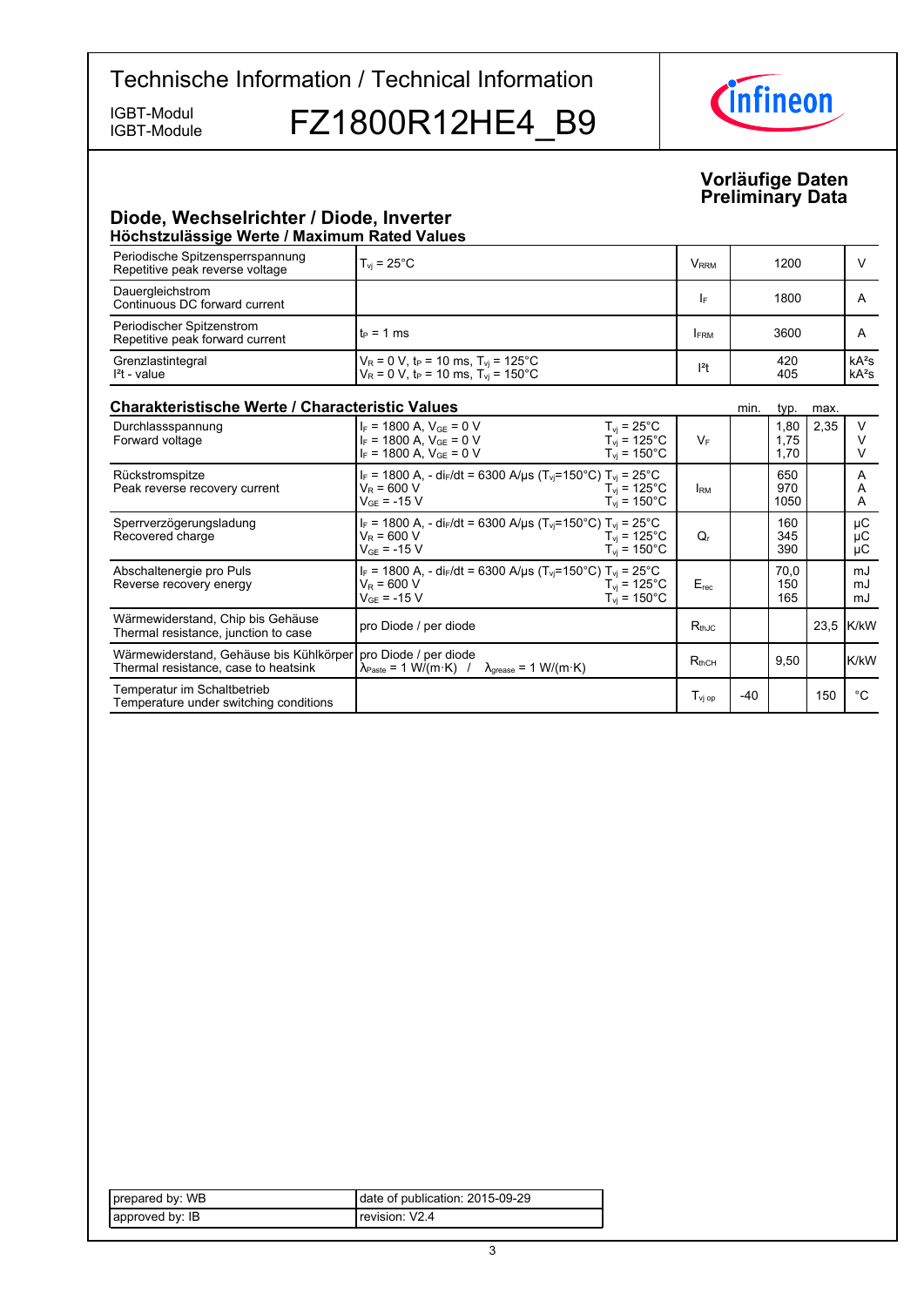# Technische Information / Technical Information

IGBT-Modul
IGBT-Module

# FZ1800R12HE4_B9

**Vorläufige Daten**
**Preliminary Data**

## Diode, Wechselrichter / Diode, Inverter

### Höchstzulässige Werte / Maximum Rated Values

| | | | | |
|---|---|---|---|---|
| Periodische Spitzensperrspannung<br>Repetitive peak reverse voltage | $T_{vj}$ = 25°C | $V_{RRM}$ | 1200 | V |
| Dauergleichstrom<br>Continuous DC forward current | | $I_F$ | 1800 | A |
| Periodischer Spitzenstrom<br>Repetitive peak forward current | $t_P$ = 1 ms | $I_{FRM}$ | 3600 | A |
| Grenzlastintegral<br>$I^2t$ - value | $V_R$ = 0 V, $t_P$ = 10 ms, $T_{vj}$ = 125°C<br>$V_R$ = 0 V, $t_P$ = 10 ms, $T_{vj}$ = 150°C | $I^2t$ | 420<br>405 | kA²s<br>kA²s |

### Charakteristische Werte / Characteristic Values

| | | | | min. | typ. | max. | |
|---|---|---|---|---|---|---|---|
| Durchlassspannung<br>Forward voltage | $I_F$ = 1800 A, $V_{GE}$ = 0 V<br>$I_F$ = 1800 A, $V_{GE}$ = 0 V<br>$I_F$ = 1800 A, $V_{GE}$ = 0 V | $T_{vj}$ = 25°C<br>$T_{vj}$ = 125°C<br>$T_{vj}$ = 150°C | $V_F$ | | 1,80<br>1,75<br>1,70 | 2,35 | V<br>V<br>V |
| Rückstromspitze<br>Peak reverse recovery current | $I_F$ = 1800 A, - $di_F/dt$ = 6300 A/µs ($T_{vj}$=150°C)<br>$V_R$ = 600 V<br>$V_{GE}$ = -15 V | $T_{vj}$ = 25°C<br>$T_{vj}$ = 125°C<br>$T_{vj}$ = 150°C | $I_{RM}$ | | 650<br>970<br>1050 | | A<br>A<br>A |
| Sperrverzögerungsladung<br>Recovered charge | $I_F$ = 1800 A, - $di_F/dt$ = 6300 A/µs ($T_{vj}$=150°C)<br>$V_R$ = 600 V<br>$V_{GE}$ = -15 V | $T_{vj}$ = 25°C<br>$T_{vj}$ = 125°C<br>$T_{vj}$ = 150°C | $Q_r$ | | 160<br>345<br>390 | | µC<br>µC<br>µC |
| Abschaltenergie pro Puls<br>Reverse recovery energy | $I_F$ = 1800 A, - $di_F/dt$ = 6300 A/µs ($T_{vj}$=150°C)<br>$V_R$ = 600 V<br>$V_{GE}$ = -15 V | $T_{vj}$ = 25°C<br>$T_{vj}$ = 125°C<br>$T_{vj}$ = 150°C | $E_{rec}$ | | 70,0<br>150<br>165 | | mJ<br>mJ<br>mJ |
| Wärmewiderstand, Chip bis Gehäuse<br>Thermal resistance, junction to case | pro Diode / per diode | | $R_{thJC}$ | | | 23,5 | K/kW |
| Wärmewiderstand, Gehäuse bis Kühlkörper<br>Thermal resistance, case to heatsink | pro Diode / per diode<br>$\lambda_{Paste}$ = 1 W/(m·K) / $\lambda_{grease}$ = 1 W/(m·K) | | $R_{thCH}$ | | 9,50 | | K/kW |
| Temperatur im Schaltbetrieb<br>Temperature under switching conditions | | | $T_{vj\ op}$ | -40 | | 150 | °C |

| | |
|---|---|
| prepared by: WB | date of publication: 2015-09-29 |
| approved by: IB | revision: V2.4 |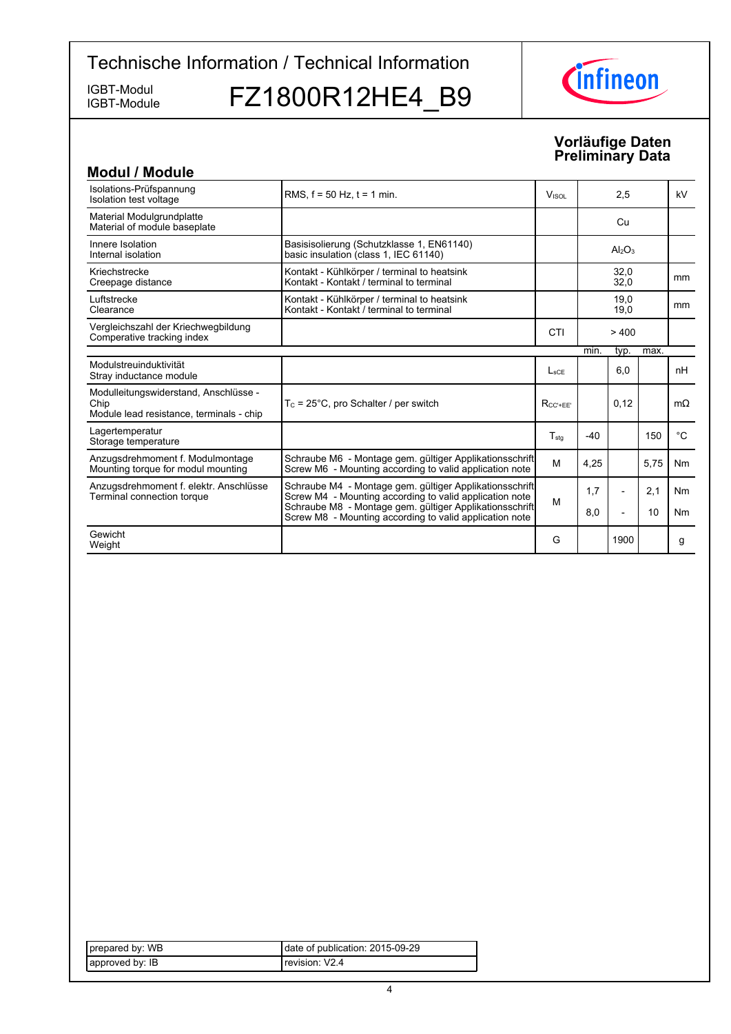Technische Information / Technical Information

IGBT-Modul
IGBT-Module

# FZ1800R12HE4_B9

**Vorläufige Daten**
**Preliminary Data**

## Modul / Module

| Parameter | Conditions | Symbol | | Value | | Unit |
|---|---|---|---|---|---|---|
| Isolations-Prüfspannung<br>Isolation test voltage | RMS, f = 50 Hz, t = 1 min. | $V_{ISOL}$ | | 2,5 | | kV |
| Material Modulgrundplatte<br>Material of module baseplate | | | | Cu | | |
| Innere Isolation<br>Internal isolation | Basisisolierung (Schutzklasse 1, EN61140)<br>basic insulation (class 1, IEC 61140) | | | $Al_2O_3$ | | |
| Kriechstrecke<br>Creepage distance | Kontakt - Kühlkörper / terminal to heatsink<br>Kontakt - Kontakt / terminal to terminal | | | 32,0<br>32,0 | | mm |
| Luftstrecke<br>Clearance | Kontakt - Kühlkörper / terminal to heatsink<br>Kontakt - Kontakt / terminal to terminal | | | 19,0<br>19,0 | | mm |
| Vergleichszahl der Kriechwegbildung<br>Comperative tracking index | | CTI | | > 400 | | |
| | | | min. | typ. | max. | |
| Modulstreuinduktivität<br>Stray inductance module | | $L_{sCE}$ | | 6,0 | | nH |
| Modulleitungswiderstand, Anschlüsse - Chip<br>Module lead resistance, terminals - chip | $T_C$ = 25°C, pro Schalter / per switch | $R_{CC'+EE'}$ | | 0,12 | | mΩ |
| Lagertemperatur<br>Storage temperature | | $T_{stg}$ | -40 | | 150 | °C |
| Anzugsdrehmoment f. Modulmontage<br>Mounting torque for modul mounting | Schraube M6 - Montage gem. gültiger Applikationsschrift<br>Screw M6 - Mounting according to valid application note | M | 4,25 | | 5,75 | Nm |
| Anzugsdrehmoment f. elektr. Anschlüsse<br>Terminal connection torque | Schraube M4 - Montage gem. gültiger Applikationsschrift<br>Screw M4 - Mounting according to valid application note | M | 1,7 | - | 2,1 | Nm |
| | Schraube M8 - Montage gem. gültiger Applikationsschrift<br>Screw M8 - Mounting according to valid application note | | 8,0 | - | 10 | Nm |
| Gewicht<br>Weight | | G | | 1900 | | g |

| | |
|---|---|
| prepared by: WB | date of publication: 2015-09-29 |
| approved by: IB | revision: V2.4 |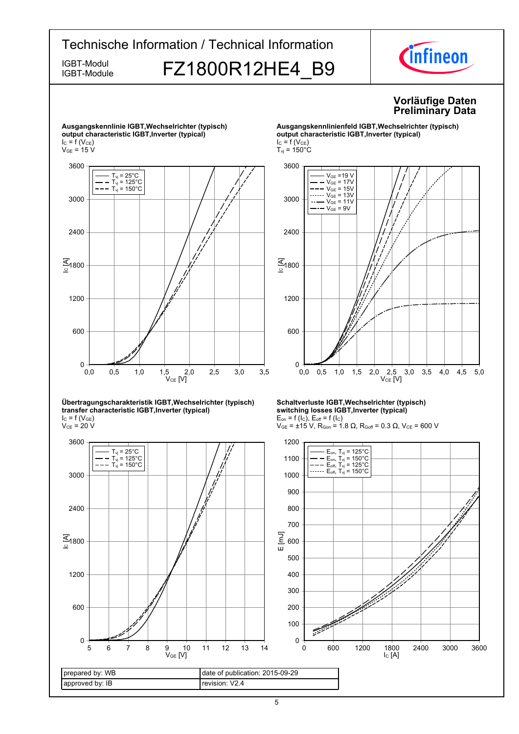**Vorläufige Daten**
**Preliminary Data**

**Ausgangskennlinie IGBT,Wechselrichter (typisch)**
**output characteristic IGBT,Inverter (typical)**
$I_C = f(V_{CE})$
$V_{GE} = 15\ V$

**Ausgangskennlinienfeld IGBT,Wechselrichter (typisch)**
**output characteristic IGBT,Inverter (typical)**
$I_C = f(V_{CE})$
$T_{vj} = 150°C$

**Übertragungscharakteristik IGBT,Wechselrichter (typisch)**
**transfer characteristic IGBT,Inverter (typical)**
$I_C = f(V_{GE})$
$V_{CE} = 20\ V$

**Schaltverluste IGBT,Wechselrichter (typisch)**
**switching losses IGBT,Inverter (typical)**
$E_{on} = f(I_C)$, $E_{off} = f(I_C)$
$V_{GE} = \pm15\ V$, $R_{Gon} = 1.8\ \Omega$, $R_{Goff} = 0.3\ \Omega$, $V_{CE} = 600\ V$

| prepared by: WB | date of publication: 2015-09-29 |
|---|---|
| approved by: IB | revision: V2.4 |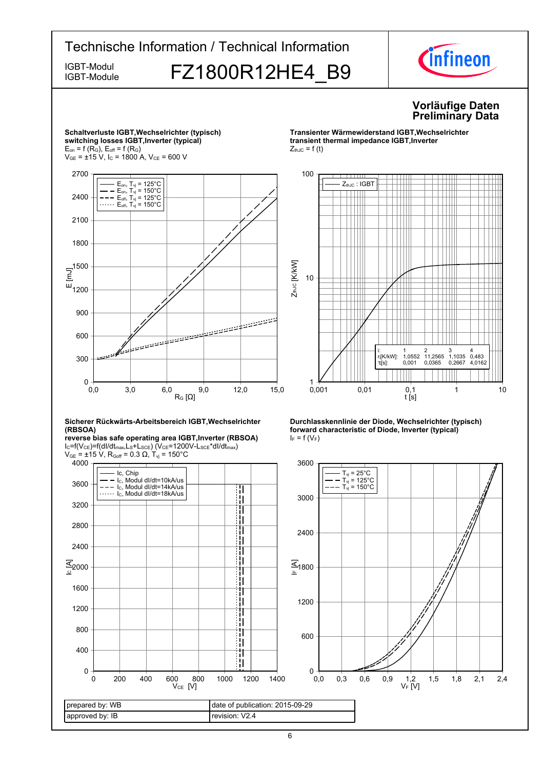**Vorläufige Daten**
**Preliminary Data**

**Schaltverluste IGBT,Wechselrichter (typisch)**
**switching losses IGBT,Inverter (typical)**
$E_{on} = f(R_G)$, $E_{off} = f(R_G)$
$V_{GE} = \pm 15$ V, $I_C = 1800$ A, $V_{CE} = 600$ V

**Transienter Wärmewiderstand IGBT,Wechselrichter**
**transient thermal impedance IGBT,Inverter**
$Z_{thJC} = f(t)$

| i: | 1 | 2 | 3 | 4 |
|---|---|---|---|---|
| $r_i$[K/kW]: | 1,0552 | 11,2565 | 1,1035 | 0,483 |
| $\tau_i$[s]: | 0,001 | 0,0365 | 0,2667 | 4,0162 |

**Sicherer Rückwärts-Arbeitsbereich IGBT,Wechselrichter (RBSOA)**
**reverse bias safe operating area IGBT,Inverter (RBSOA)**
$I_C=f(V_{CE})=f(dI/dt_{max}, L_S+L_{SCE})$ ($V_{CE}$=1200V-$L_{SCE}$*dI/$dt_{max}$)
$V_{GE} = \pm 15$ V, $R_{Goff} = 0.3\ \Omega$, $T_{vj} = 150$°C

**Durchlasskennlinie der Diode, Wechselrichter (typisch)**
**forward characteristic of Diode, Inverter (typical)**
$I_F = f(V_F)$

| prepared by: WB | date of publication: 2015-09-29 |
|---|---|
| approved by: IB | revision: V2.4 |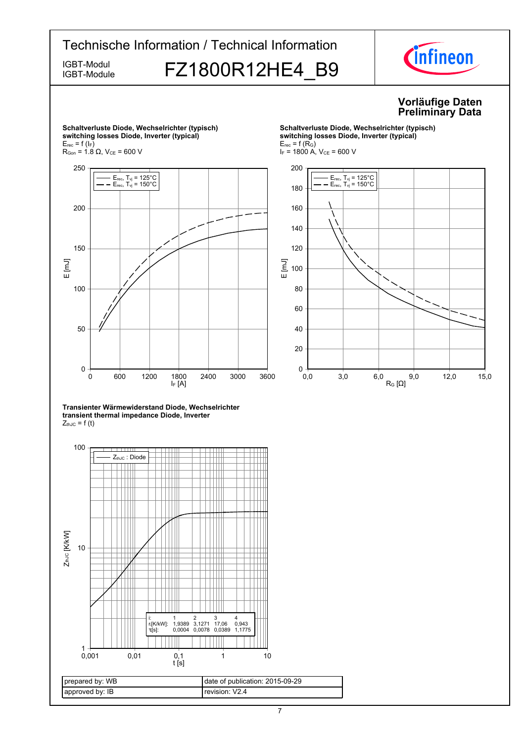**Vorläufige Daten**
**Preliminary Data**

**Schaltverluste Diode, Wechselrichter (typisch)**
**switching losses Diode, Inverter (typical)**
$E_{rec} = f(I_F)$
$R_{Gon}$ = 1.8 Ω, $V_{CE}$ = 600 V

Legend: $E_{rec}$, $T_{vj}$ = 125°C; $E_{rec}$, $T_{vj}$ = 150°C

Axes: E [mJ] (0–250); $I_F$ [A] (0–3600)

**Schaltverluste Diode, Wechselrichter (typisch)**
**switching losses Diode, Inverter (typical)**
$E_{rec} = f(R_G)$
$I_F$ = 1800 A, $V_{CE}$ = 600 V

Legend: $E_{rec}$, $T_{vj}$ = 125°C; $E_{rec}$, $T_{vj}$ = 150°C

Axes: E [mJ] (0–200); $R_G$ [Ω] (0,0–15,0)

**Transienter Wärmewiderstand Diode, Wechselrichter**
**transient thermal impedance Diode, Inverter**
$Z_{thJC} = f(t)$

Legend: $Z_{thJC}$ : Diode

Axes: $Z_{thJC}$ [K/kW] (1–100); t [s] (0,001–10)

| i: | 1 | 2 | 3 | 4 |
|---|---|---|---|---|
| $r_i$[K/kW]: | 1,9389 | 3,1271 | 17,06 | 0,943 |
| $\tau_i$[s]: | 0,0004 | 0,0078 | 0,0389 | 1,1775 |

| prepared by: WB | date of publication: 2015-09-29 |
|---|---|
| approved by: IB | revision: V2.4 |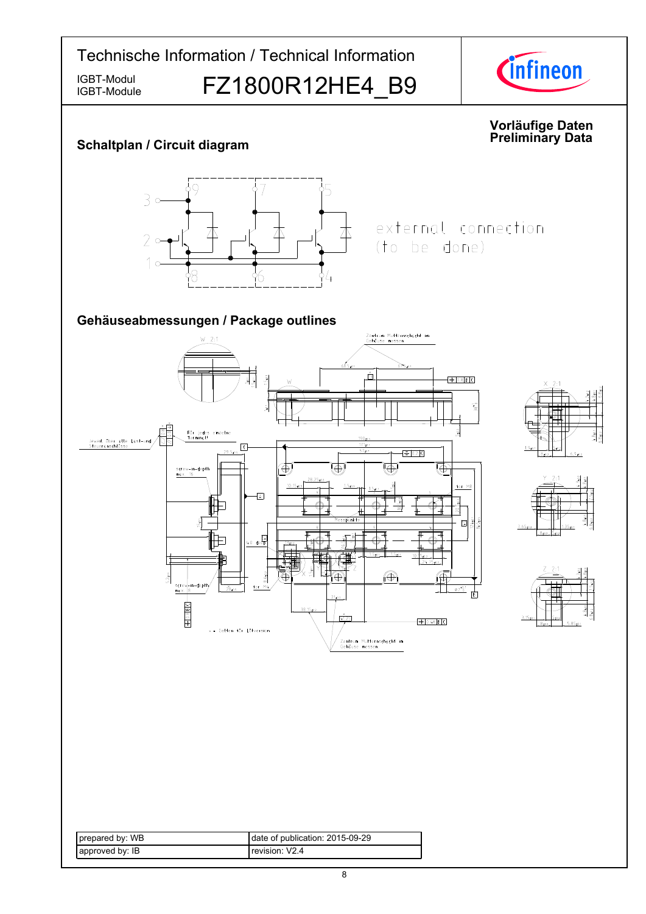# Technische Information / Technical Information

IGBT-Modul
IGBT-Module

# FZ1800R12HE4_B9

**Vorläufige Daten**
**Preliminary Data**

## Schaltplan / Circuit diagram

external connection
(to be done)

## Gehäuseabmessungen / Package outlines

| prepared by: WB | date of publication: 2015-09-29 |
| --- | --- |
| approved by: IB | revision: V2.4 |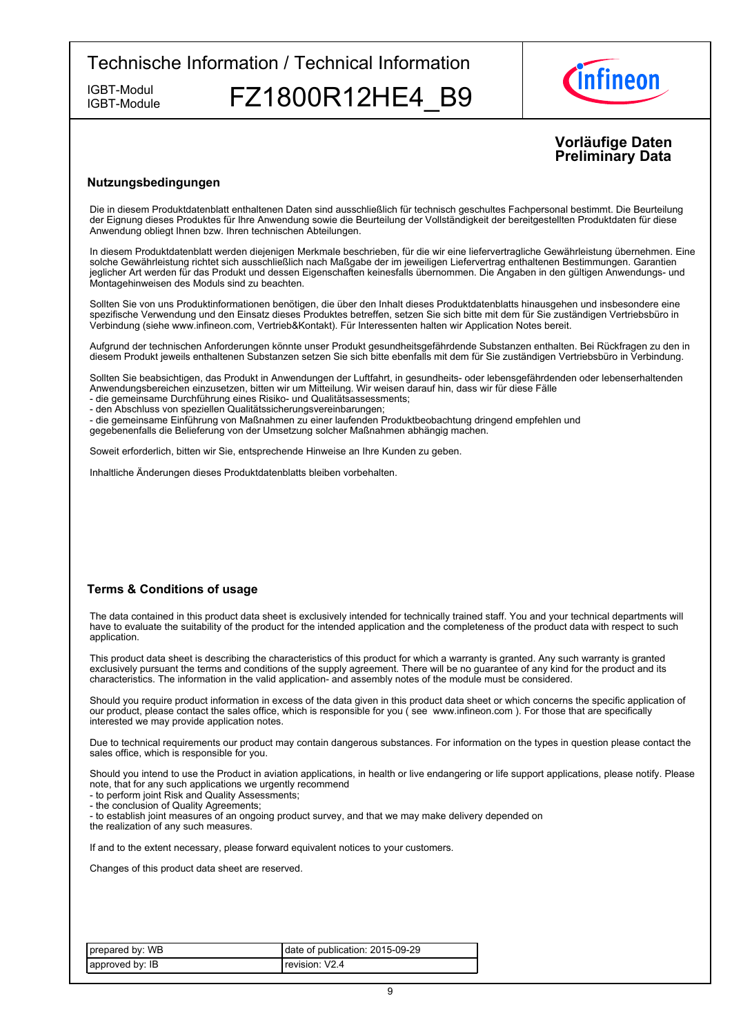**Vorläufige Daten**
**Preliminary Data**

## Nutzungsbedingungen

Die in diesem Produktdatenblatt enthaltenen Daten sind ausschließlich für technisch geschultes Fachpersonal bestimmt. Die Beurteilung der Eignung dieses Produktes für Ihre Anwendung sowie die Beurteilung der Vollständigkeit der bereitgestellten Produktdaten für diese Anwendung obliegt Ihnen bzw. Ihren technischen Abteilungen.

In diesem Produktdatenblatt werden diejenigen Merkmale beschrieben, für die wir eine liefervertragliche Gewährleistung übernehmen. Eine solche Gewährleistung richtet sich ausschließlich nach Maßgabe der im jeweiligen Liefervertrag enthaltenen Bestimmungen. Garantien jeglicher Art werden für das Produkt und dessen Eigenschaften keinesfalls übernommen. Die Angaben in den gültigen Anwendungs- und Montagehinweisen des Moduls sind zu beachten.

Sollten Sie von uns Produktinformationen benötigen, die über den Inhalt dieses Produktdatenblatts hinausgehen und insbesondere eine spezifische Verwendung und den Einsatz dieses Produktes betreffen, setzen Sie sich bitte mit dem für Sie zuständigen Vertriebsbüro in Verbindung (siehe www.infineon.com, Vertrieb&Kontakt). Für Interessenten halten wir Application Notes bereit.

Aufgrund der technischen Anforderungen könnte unser Produkt gesundheitsgefährdende Substanzen enthalten. Bei Rückfragen zu den in diesem Produkt jeweils enthaltenen Substanzen setzen Sie sich bitte ebenfalls mit dem für Sie zuständigen Vertriebsbüro in Verbindung.

Sollten Sie beabsichtigen, das Produkt in Anwendungen der Luftfahrt, in gesundheits- oder lebensgefährdenden oder lebenserhaltenden Anwendungsbereichen einzusetzen, bitten wir um Mitteilung. Wir weisen darauf hin, dass wir für diese Fälle
- die gemeinsame Durchführung eines Risiko- und Qualitätsassessments;
- den Abschluss von speziellen Qualitätssicherungsvereinbarungen;
- die gemeinsame Einführung von Maßnahmen zu einer laufenden Produktbeobachtung dringend empfehlen und gegebenenfalls die Belieferung von der Umsetzung solcher Maßnahmen abhängig machen.

Soweit erforderlich, bitten wir Sie, entsprechende Hinweise an Ihre Kunden zu geben.

Inhaltliche Änderungen dieses Produktdatenblatts bleiben vorbehalten.

## Terms & Conditions of usage

The data contained in this product data sheet is exclusively intended for technically trained staff. You and your technical departments will have to evaluate the suitability of the product for the intended application and the completeness of the product data with respect to such application.

This product data sheet is describing the characteristics of this product for which a warranty is granted. Any such warranty is granted exclusively pursuant the terms and conditions of the supply agreement. There will be no guarantee of any kind for the product and its characteristics. The information in the valid application- and assembly notes of the module must be considered.

Should you require product information in excess of the data given in this product data sheet or which concerns the specific application of our product, please contact the sales office, which is responsible for you ( see www.infineon.com ). For those that are specifically interested we may provide application notes.

Due to technical requirements our product may contain dangerous substances. For information on the types in question please contact the sales office, which is responsible for you.

Should you intend to use the Product in aviation applications, in health or live endangering or life support applications, please notify. Please note, that for any such applications we urgently recommend
- to perform joint Risk and Quality Assessments;
- the conclusion of Quality Agreements;
- to establish joint measures of an ongoing product survey, and that we may make delivery depended on the realization of any such measures.

If and to the extent necessary, please forward equivalent notices to your customers.

Changes of this product data sheet are reserved.

| | |
|---|---|
| prepared by: WB | date of publication: 2015-09-29 |
| approved by: IB | revision: V2.4 |